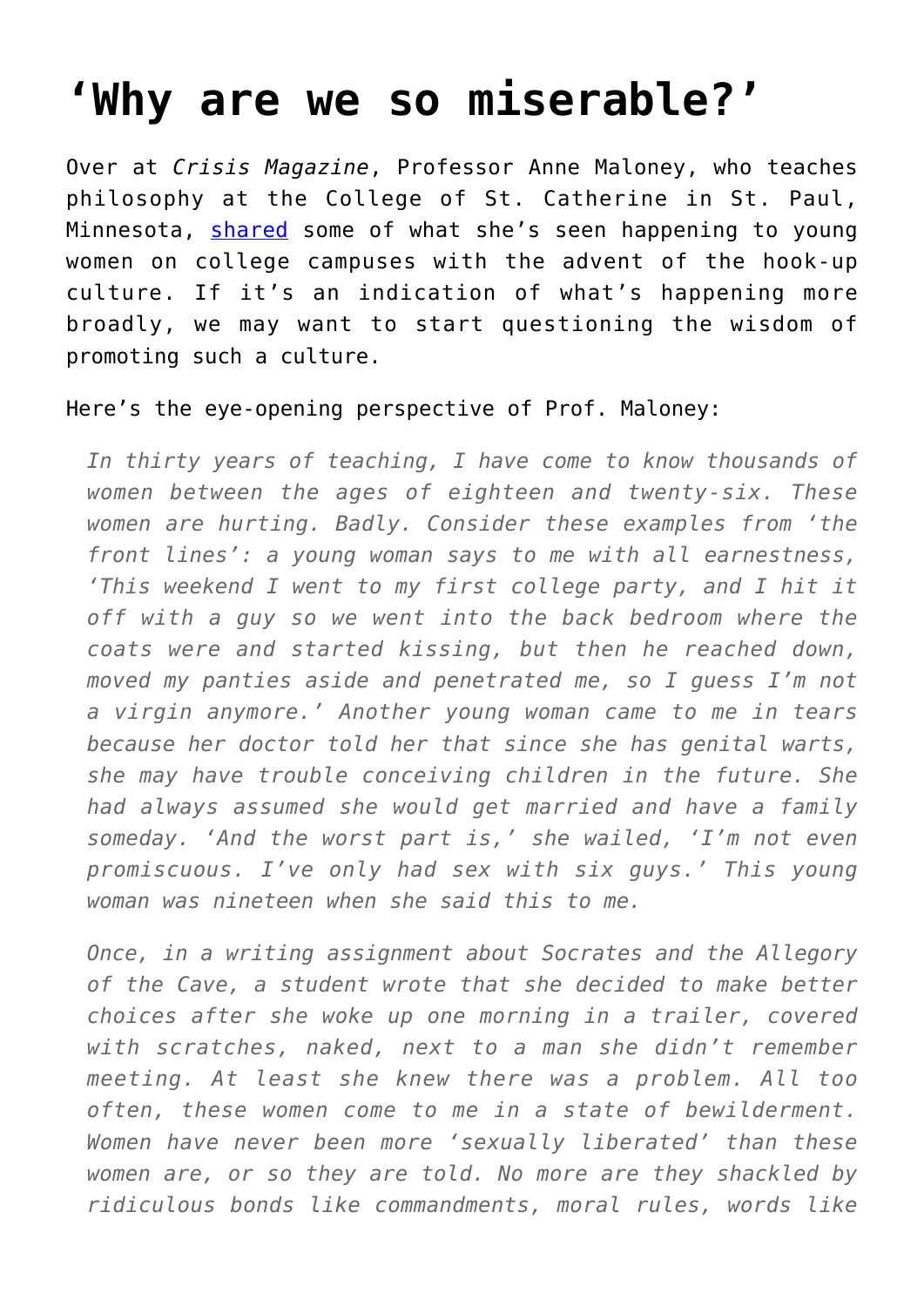# ‘Why are we so miserable?’

Over at *Crisis Magazine*, Professor Anne Maloney, who teaches philosophy at the College of St. Catherine in St. Paul, Minnesota, [shared](shared) some of what she’s seen happening to young women on college campuses with the advent of the hook-up culture. If it’s an indication of what’s happening more broadly, we may want to start questioning the wisdom of promoting such a culture.

Here’s the eye-opening perspective of Prof. Maloney:

> *In thirty years of teaching, I have come to know thousands of women between the ages of eighteen and twenty-six. These women are hurting. Badly. Consider these examples from ‘the front lines’: a young woman says to me with all earnestness, ‘This weekend I went to my first college party, and I hit it off with a guy so we went into the back bedroom where the coats were and started kissing, but then he reached down, moved my panties aside and penetrated me, so I guess I’m not a virgin anymore.’ Another young woman came to me in tears because her doctor told her that since she has genital warts, she may have trouble conceiving children in the future. She had always assumed she would get married and have a family someday. ‘And the worst part is,’ she wailed, ‘I’m not even promiscuous. I’ve only had sex with six guys.’ This young woman was nineteen when she said this to me.*
>
> *Once, in a writing assignment about Socrates and the Allegory of the Cave, a student wrote that she decided to make better choices after she woke up one morning in a trailer, covered with scratches, naked, next to a man she didn’t remember meeting. At least she knew there was a problem. All too often, these women come to me in a state of bewilderment. Women have never been more ‘sexually liberated’ than these women are, or so they are told. No more are they shackled by ridiculous bonds like commandments, moral rules, words like*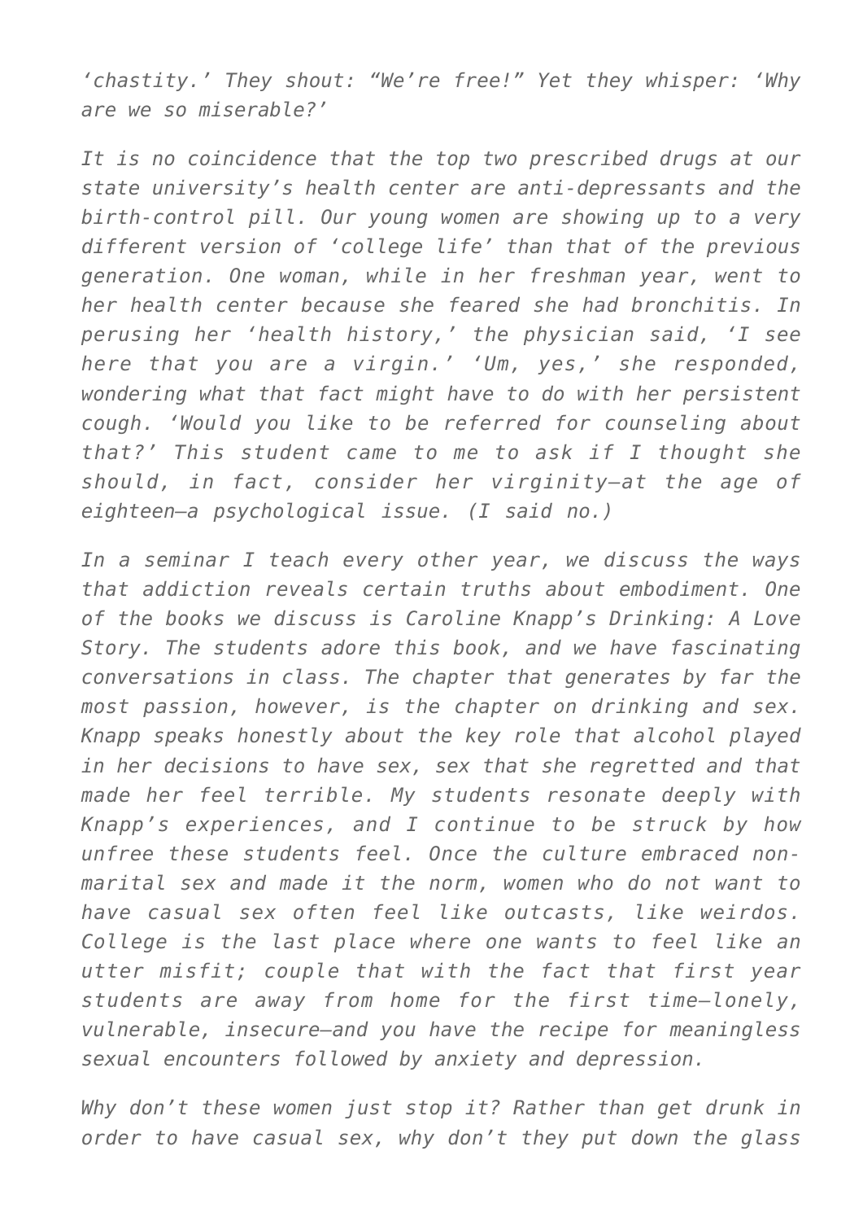*'chastity.' They shout: "We're free!" Yet they whisper: 'Why are we so miserable?'*

*It is no coincidence that the top two prescribed drugs at our state university's health center are anti-depressants and the birth-control pill. Our young women are showing up to a very different version of 'college life' than that of the previous generation. One woman, while in her freshman year, went to her health center because she feared she had bronchitis. In perusing her 'health history,' the physician said, 'I see here that you are a virgin.' 'Um, yes,' she responded, wondering what that fact might have to do with her persistent cough. 'Would you like to be referred for counseling about that?' This student came to me to ask if I thought she should, in fact, consider her virginity—at the age of eighteen—a psychological issue. (I said no.)*

*In a seminar I teach every other year, we discuss the ways that addiction reveals certain truths about embodiment. One of the books we discuss is Caroline Knapp's Drinking: A Love Story. The students adore this book, and we have fascinating conversations in class. The chapter that generates by far the most passion, however, is the chapter on drinking and sex. Knapp speaks honestly about the key role that alcohol played in her decisions to have sex, sex that she regretted and that made her feel terrible. My students resonate deeply with Knapp's experiences, and I continue to be struck by how unfree these students feel. Once the culture embraced non-marital sex and made it the norm, women who do not want to have casual sex often feel like outcasts, like weirdos. College is the last place where one wants to feel like an utter misfit; couple that with the fact that first year students are away from home for the first time—lonely, vulnerable, insecure—and you have the recipe for meaningless sexual encounters followed by anxiety and depression.*

*Why don't these women just stop it? Rather than get drunk in order to have casual sex, why don't they put down the glass*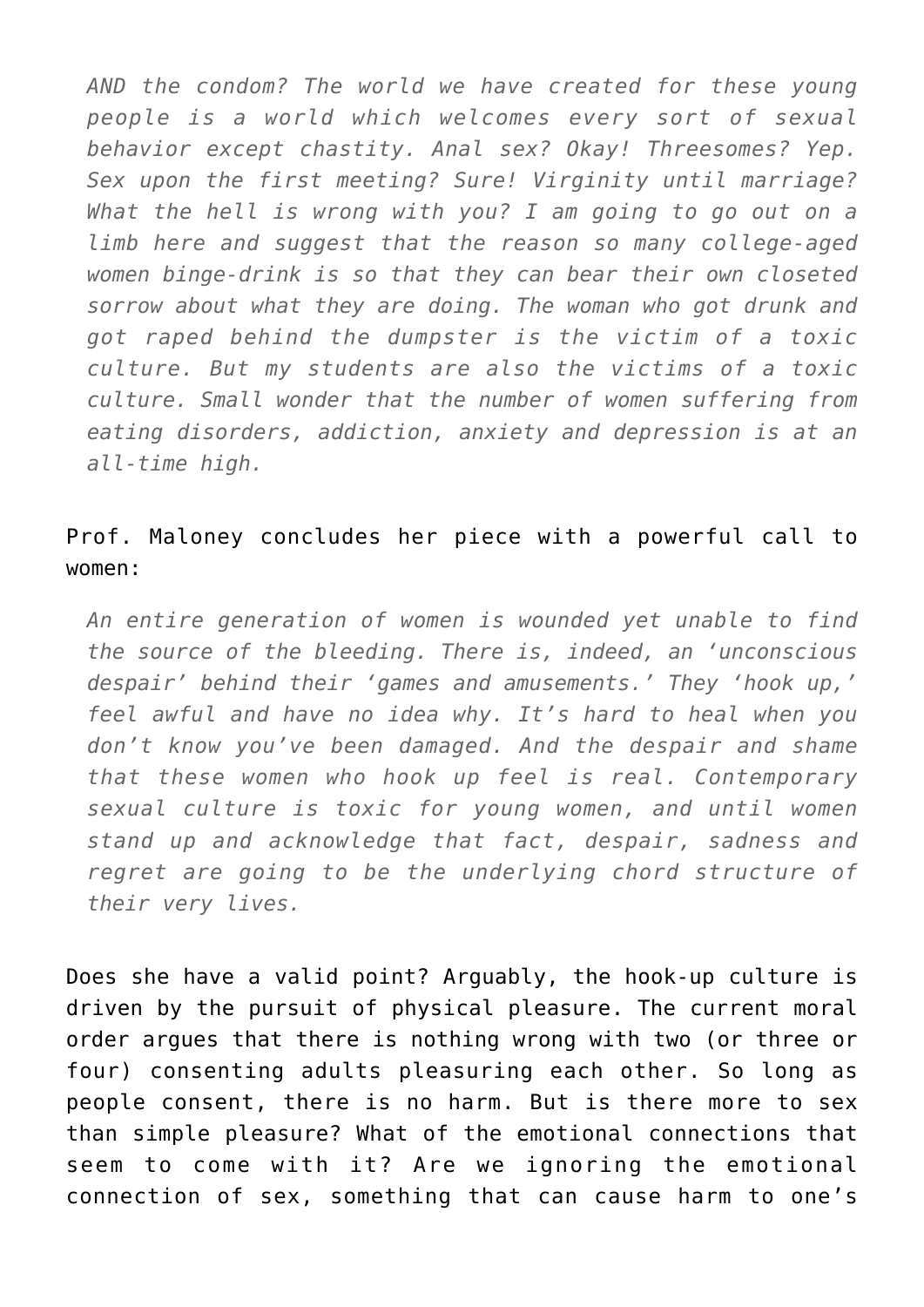> *AND the condom? The world we have created for these young people is a world which welcomes every sort of sexual behavior except chastity. Anal sex? Okay! Threesomes? Yep. Sex upon the first meeting? Sure! Virginity until marriage? What the hell is wrong with you? I am going to go out on a limb here and suggest that the reason so many college-aged women binge-drink is so that they can bear their own closeted sorrow about what they are doing. The woman who got drunk and got raped behind the dumpster is the victim of a toxic culture. But my students are also the victims of a toxic culture. Small wonder that the number of women suffering from eating disorders, addiction, anxiety and depression is at an all-time high.*

Prof. Maloney concludes her piece with a powerful call to women:

> *An entire generation of women is wounded yet unable to find the source of the bleeding. There is, indeed, an 'unconscious despair' behind their 'games and amusements.' They 'hook up,' feel awful and have no idea why. It's hard to heal when you don't know you've been damaged. And the despair and shame that these women who hook up feel is real. Contemporary sexual culture is toxic for young women, and until women stand up and acknowledge that fact, despair, sadness and regret are going to be the underlying chord structure of their very lives.*

Does she have a valid point? Arguably, the hook-up culture is driven by the pursuit of physical pleasure. The current moral order argues that there is nothing wrong with two (or three or four) consenting adults pleasuring each other. So long as people consent, there is no harm. But is there more to sex than simple pleasure? What of the emotional connections that seem to come with it? Are we ignoring the emotional connection of sex, something that can cause harm to one's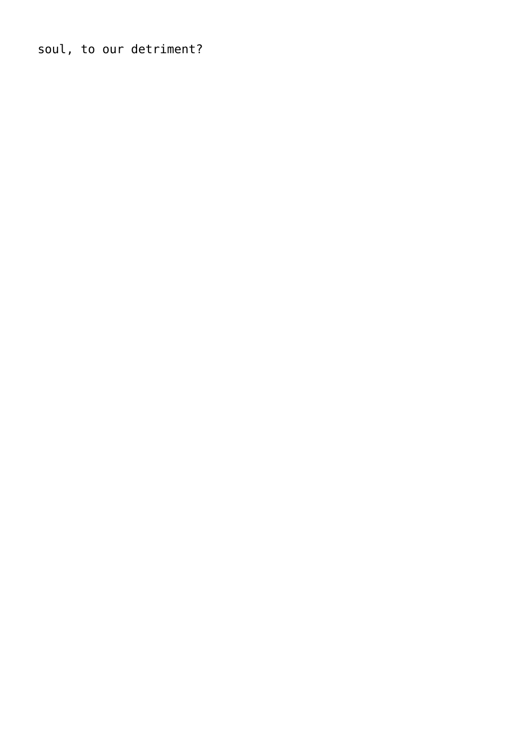soul, to our detriment?